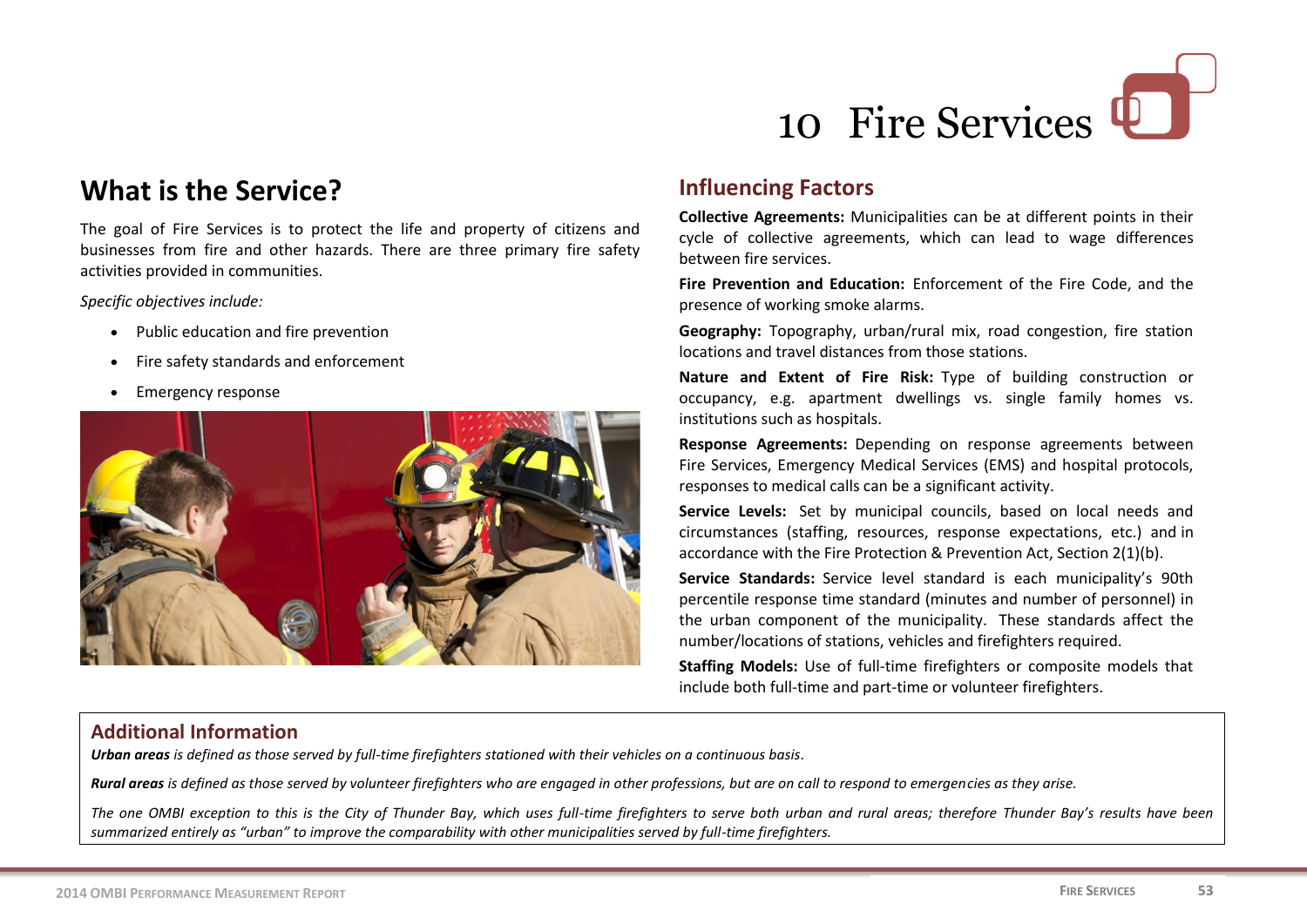# 10 Fire Services

## What is the Service?

The goal of Fire Services is to protect the life and property of citizens and businesses from fire and other hazards. There are three primary fire safety activities provided in communities.

*Specific objectives include:*

- Public education and fire prevention
- Fire safety standards and enforcement
- Emergency response

## Influencing Factors

**Collective Agreements:** Municipalities can be at different points in their cycle of collective agreements, which can lead to wage differences between fire services.

**Fire Prevention and Education:** Enforcement of the Fire Code, and the presence of working smoke alarms.

**Geography:** Topography, urban/rural mix, road congestion, fire station locations and travel distances from those stations.

**Nature and Extent of Fire Risk:** Type of building construction or occupancy, e.g. apartment dwellings vs. single family homes vs. institutions such as hospitals.

**Response Agreements:** Depending on response agreements between Fire Services, Emergency Medical Services (EMS) and hospital protocols, responses to medical calls can be a significant activity.

**Service Levels:** Set by municipal councils, based on local needs and circumstances (staffing, resources, response expectations, etc.) and in accordance with the Fire Protection & Prevention Act, Section 2(1)(b).

**Service Standards:** Service level standard is each municipality's 90th percentile response time standard (minutes and number of personnel) in the urban component of the municipality. These standards affect the number/locations of stations, vehicles and firefighters required.

**Staffing Models:** Use of full-time firefighters or composite models that include both full-time and part-time or volunteer firefighters.

## Additional Information

***Urban areas*** *is defined as those served by full-time firefighters stationed with their vehicles on a continuous basis.*

***Rural areas*** *is defined as those served by volunteer firefighters who are engaged in other professions, but are on call to respond to emergencies as they arise.*

*The one OMBI exception to this is the City of Thunder Bay, which uses full-time firefighters to serve both urban and rural areas; therefore Thunder Bay's results have been summarized entirely as "urban" to improve the comparability with other municipalities served by full-time firefighters.*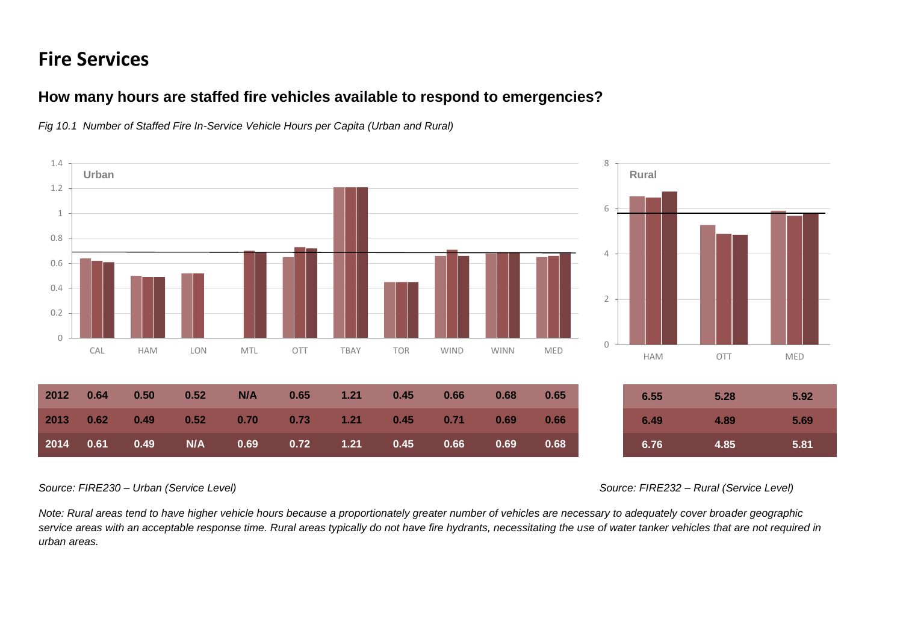# Fire Services

## How many hours are staffed fire vehicles available to respond to emergencies?

*Fig 10.1 Number of Staffed Fire In-Service Vehicle Hours per Capita (Urban and Rural)*

**Urban**

| | CAL | HAM | LON | MTL | OTT | TBAY | TOR | WIND | WINN | MED |
|---|---|---|---|---|---|---|---|---|---|---|
| 2012 | 0.64 | 0.50 | 0.52 | N/A | 0.65 | 1.21 | 0.45 | 0.66 | 0.68 | 0.65 |
| 2013 | 0.62 | 0.49 | 0.52 | 0.70 | 0.73 | 1.21 | 0.45 | 0.71 | 0.69 | 0.66 |
| 2014 | 0.61 | 0.49 | N/A | 0.69 | 0.72 | 1.21 | 0.45 | 0.66 | 0.69 | 0.68 |

**Rural**

| | HAM | OTT | MED |
|---|---|---|---|
| 2012 | 6.55 | 5.28 | 5.92 |
| 2013 | 6.49 | 4.89 | 5.69 |
| 2014 | 6.76 | 4.85 | 5.81 |

*Source: FIRE230 – Urban (Service Level)*

*Source: FIRE232 – Rural (Service Level)*

*Note: Rural areas tend to have higher vehicle hours because a proportionately greater number of vehicles are necessary to adequately cover broader geographic service areas with an acceptable response time. Rural areas typically do not have fire hydrants, necessitating the use of water tanker vehicles that are not required in urban areas.*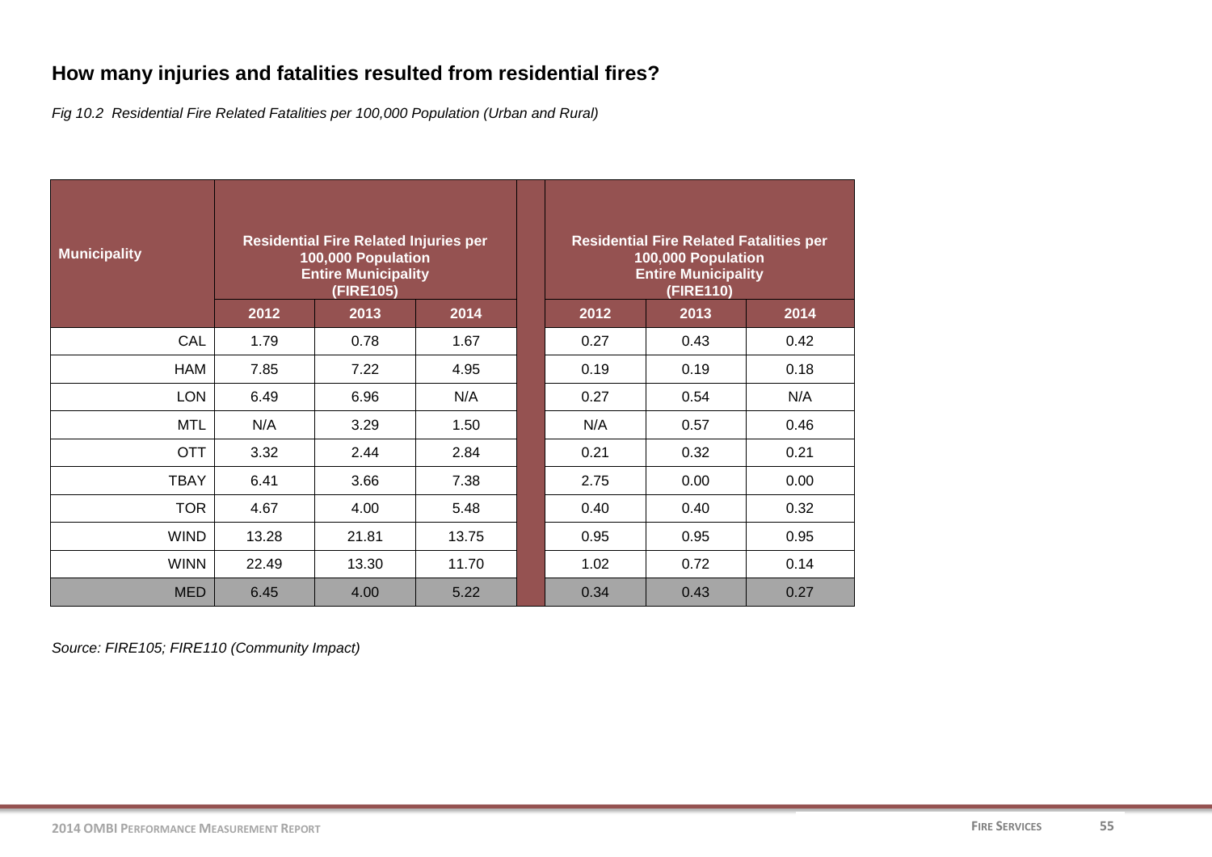## How many injuries and fatalities resulted from residential fires?

*Fig 10.2 Residential Fire Related Fatalities per 100,000 Population (Urban and Rural)*

| Municipality | Residential Fire Related Injuries per 100,000 Population Entire Municipality (FIRE105) | | | Residential Fire Related Fatalities per 100,000 Population Entire Municipality (FIRE110) | | |
|---|---|---|---|---|---|---|
| | 2012 | 2013 | 2014 | 2012 | 2013 | 2014 |
| CAL | 1.79 | 0.78 | 1.67 | 0.27 | 0.43 | 0.42 |
| HAM | 7.85 | 7.22 | 4.95 | 0.19 | 0.19 | 0.18 |
| LON | 6.49 | 6.96 | N/A | 0.27 | 0.54 | N/A |
| MTL | N/A | 3.29 | 1.50 | N/A | 0.57 | 0.46 |
| OTT | 3.32 | 2.44 | 2.84 | 0.21 | 0.32 | 0.21 |
| TBAY | 6.41 | 3.66 | 7.38 | 2.75 | 0.00 | 0.00 |
| TOR | 4.67 | 4.00 | 5.48 | 0.40 | 0.40 | 0.32 |
| WIND | 13.28 | 21.81 | 13.75 | 0.95 | 0.95 | 0.95 |
| WINN | 22.49 | 13.30 | 11.70 | 1.02 | 0.72 | 0.14 |
| MED | 6.45 | 4.00 | 5.22 | 0.34 | 0.43 | 0.27 |

*Source: FIRE105; FIRE110 (Community Impact)*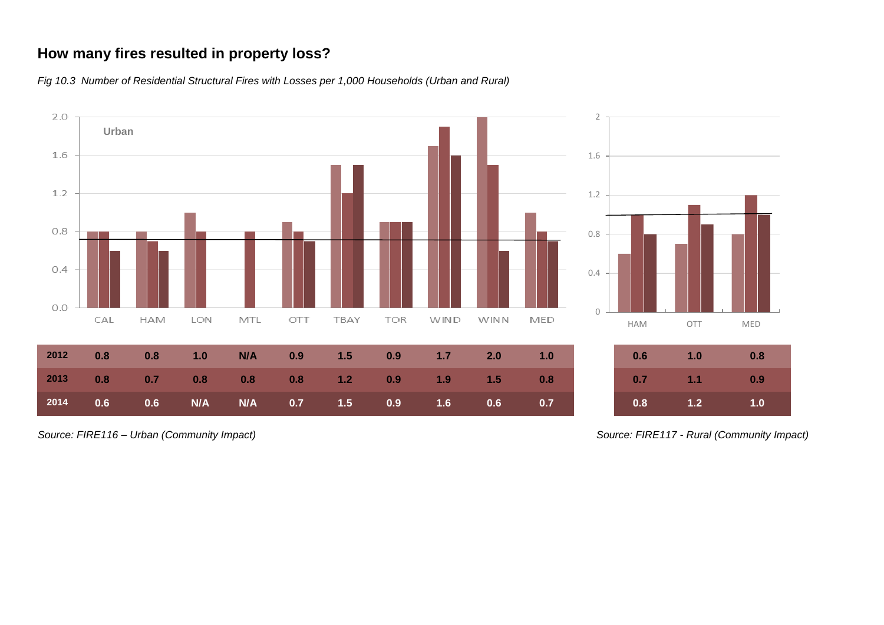## How many fires resulted in property loss?

*Fig 10.3 Number of Residential Structural Fires with Losses per 1,000 Households (Urban and Rural)*

**Urban**

| | CAL | HAM | LON | MTL | OTT | TBAY | TOR | WIND | WINN | MED |
|---|---|---|---|---|---|---|---|---|---|---|
| **2012** | 0.8 | 0.8 | 1.0 | N/A | 0.9 | 1.5 | 0.9 | 1.7 | 2.0 | 1.0 |
| **2013** | 0.8 | 0.7 | 0.8 | 0.8 | 0.8 | 1.2 | 0.9 | 1.9 | 1.5 | 0.8 |
| **2014** | 0.6 | 0.6 | N/A | N/A | 0.7 | 1.5 | 0.9 | 1.6 | 0.6 | 0.7 |

*Source: FIRE116 – Urban (Community Impact)*

**Rural**

| | HAM | OTT | MED |
|---|---|---|---|
| **2012** | 0.6 | 1.0 | 0.8 |
| **2013** | 0.7 | 1.1 | 0.9 |
| **2014** | 0.8 | 1.2 | 1.0 |

*Source: FIRE117 - Rural (Community Impact)*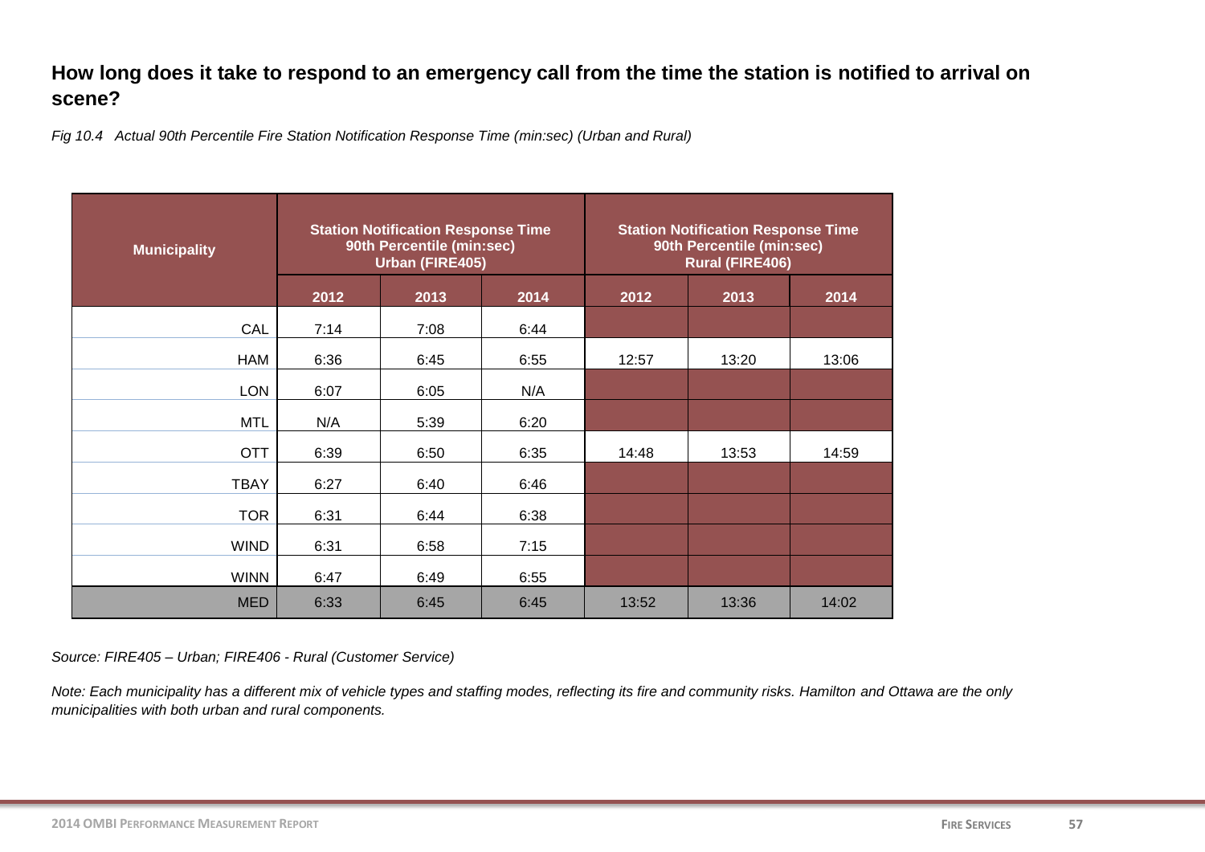## How long does it take to respond to an emergency call from the time the station is notified to arrival on scene?

*Fig 10.4 Actual 90th Percentile Fire Station Notification Response Time (min:sec) (Urban and Rural)*

| Municipality | Station Notification Response Time 90th Percentile (min:sec) Urban (FIRE405) | | | Station Notification Response Time 90th Percentile (min:sec) Rural (FIRE406) | | |
|---|---|---|---|---|---|---|
| | 2012 | 2013 | 2014 | 2012 | 2013 | 2014 |
| CAL | 7:14 | 7:08 | 6:44 | | | |
| HAM | 6:36 | 6:45 | 6:55 | 12:57 | 13:20 | 13:06 |
| LON | 6:07 | 6:05 | N/A | | | |
| MTL | N/A | 5:39 | 6:20 | | | |
| OTT | 6:39 | 6:50 | 6:35 | 14:48 | 13:53 | 14:59 |
| TBAY | 6:27 | 6:40 | 6:46 | | | |
| TOR | 6:31 | 6:44 | 6:38 | | | |
| WIND | 6:31 | 6:58 | 7:15 | | | |
| WINN | 6:47 | 6:49 | 6:55 | | | |
| MED | 6:33 | 6:45 | 6:45 | 13:52 | 13:36 | 14:02 |

*Source: FIRE405 – Urban; FIRE406 - Rural (Customer Service)*

*Note: Each municipality has a different mix of vehicle types and staffing modes, reflecting its fire and community risks. Hamilton and Ottawa are the only municipalities with both urban and rural components.*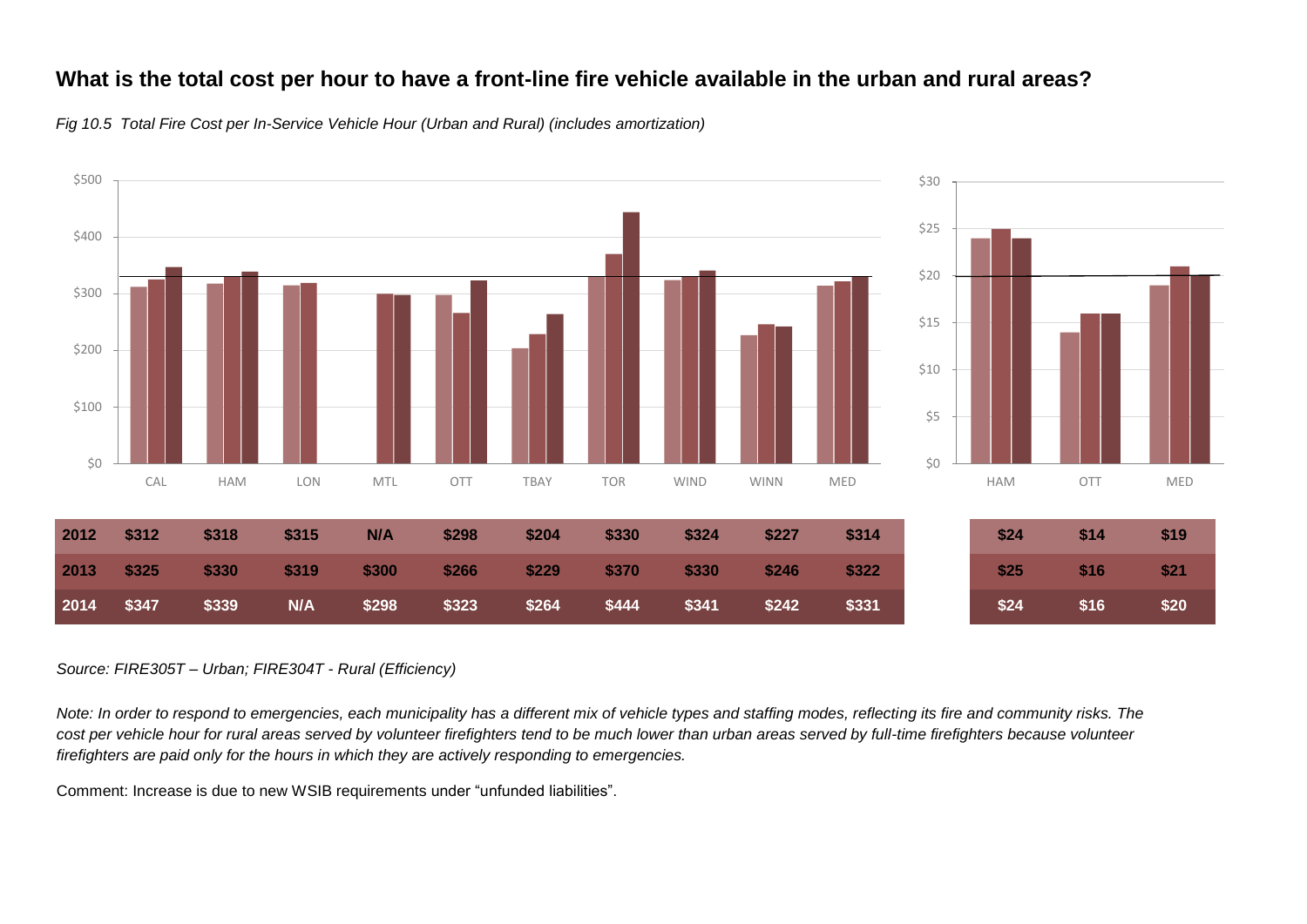## What is the total cost per hour to have a front-line fire vehicle available in the urban and rural areas?

*Fig 10.5 Total Fire Cost per In-Service Vehicle Hour (Urban and Rural) (includes amortization)*

$500
$400
$300
$200
$100
$0

CAL HAM LON MTL OTT TBAY TOR WIND WINN MED

$30
$25
$20
$15
$10
$5
$0

HAM OTT MED

| | CAL | HAM | LON | MTL | OTT | TBAY | TOR | WIND | WINN | MED |
|---|---|---|---|---|---|---|---|---|---|---|
| **2012** | **$312** | **$318** | **$315** | **N/A** | **$298** | **$204** | **$330** | **$324** | **$227** | **$314** |
| **2013** | **$325** | **$330** | **$319** | **$300** | **$266** | **$229** | **$370** | **$330** | **$246** | **$322** |
| **2014** | **$347** | **$339** | **N/A** | **$298** | **$323** | **$264** | **$444** | **$341** | **$242** | **$331** |

| | HAM | OTT | MED |
|---|---|---|---|
| **2012** | **$24** | **$14** | **$19** |
| **2013** | **$25** | **$16** | **$21** |
| **2014** | **$24** | **$16** | **$20** |

*Source: FIRE305T – Urban; FIRE304T - Rural (Efficiency)*

*Note: In order to respond to emergencies, each municipality has a different mix of vehicle types and staffing modes, reflecting its fire and community risks. The cost per vehicle hour for rural areas served by volunteer firefighters tend to be much lower than urban areas served by full-time firefighters because volunteer firefighters are paid only for the hours in which they are actively responding to emergencies.*

Comment: Increase is due to new WSIB requirements under "unfunded liabilities".